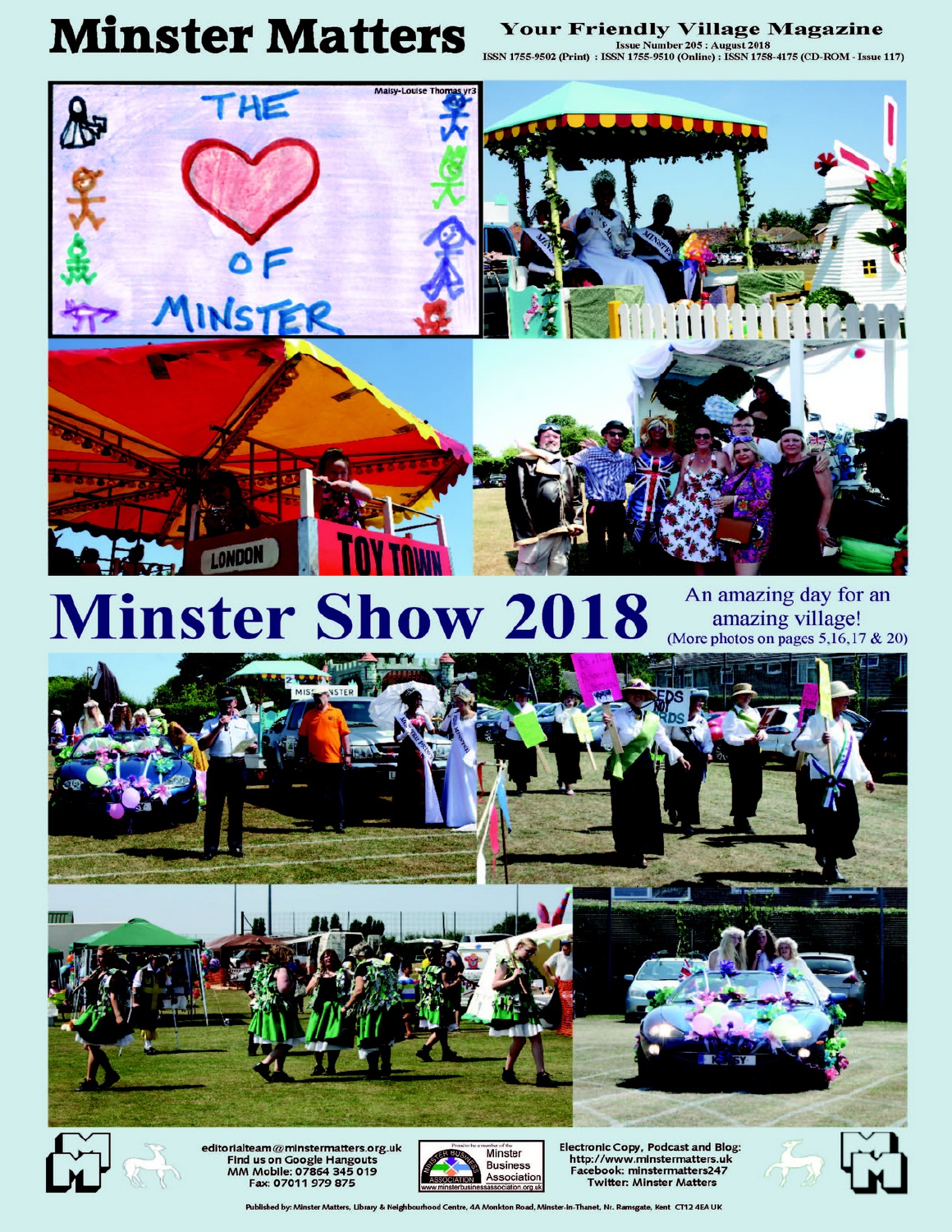# Minster Matters

**Your Friendly Village Magazine**

Issue Number 205 : August 2018

ISSN 1755-9502 (Print) : ISSN 1755-9510 (Online) : ISSN 1758-4175 (CD-ROM - Issue 117)

# Minster Show 2018

An amazing day for an amazing village!
(More photos on pages 5,16,17 & 20)

editorialteam@minstermatters.org.uk
Find us on Google Hangouts
MM Mobile: 07864 345 019
Fax: 07011 979 875

Proud to be a member of the Minster Business Association
www.minsterbusinessassociation.org.uk

Electronic Copy, Podcast and Blog:
http://www.minstermatters.uk
Facebook: minstermatters247
Twitter: Minster Matters

Published by: Minster Matters, Library & Neighbourhood Centre, 4A Monkton Road, Minster-in-Thanet, Nr. Ramsgate, Kent CT12 4EA UK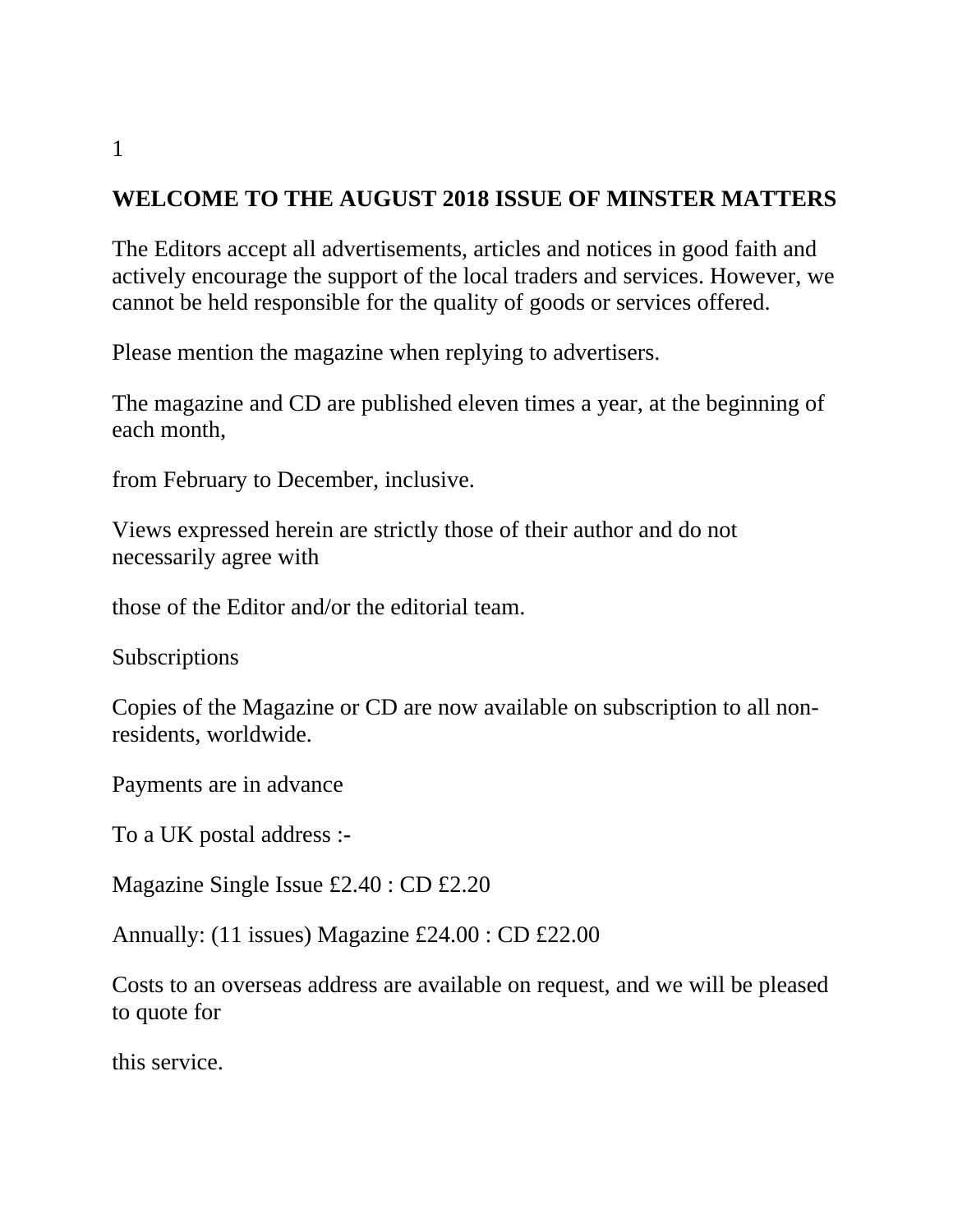## WELCOME TO THE AUGUST 2018 ISSUE OF MINSTER MATTERS

The Editors accept all advertisements, articles and notices in good faith and actively encourage the support of the local traders and services. However, we cannot be held responsible for the quality of goods or services offered.

Please mention the magazine when replying to advertisers.

The magazine and CD are published eleven times a year, at the beginning of each month,

from February to December, inclusive.

Views expressed herein are strictly those of their author and do not necessarily agree with

those of the Editor and/or the editorial team.

Subscriptions

Copies of the Magazine or CD are now available on subscription to all non-residents, worldwide.

Payments are in advance

To a UK postal address :-

Magazine Single Issue £2.40 : CD £2.20

Annually: (11 issues) Magazine £24.00 : CD £22.00

Costs to an overseas address are available on request, and we will be pleased to quote for

this service.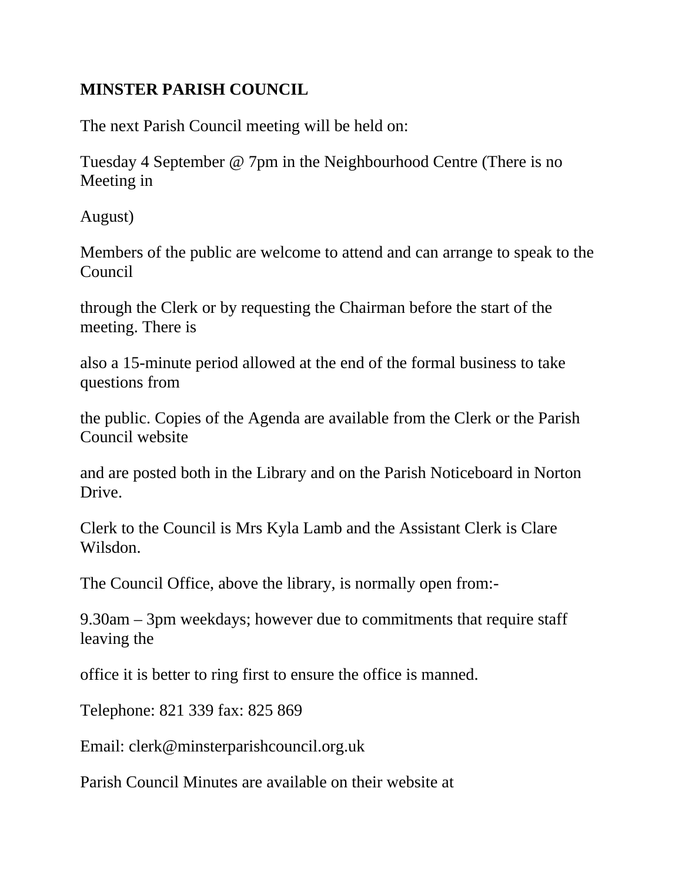**MINSTER PARISH COUNCIL**

The next Parish Council meeting will be held on:

Tuesday 4 September @ 7pm in the Neighbourhood Centre (There is no Meeting in August)

Members of the public are welcome to attend and can arrange to speak to the Council through the Clerk or by requesting the Chairman before the start of the meeting. There is also a 15-minute period allowed at the end of the formal business to take questions from the public. Copies of the Agenda are available from the Clerk or the Parish Council website and are posted both in the Library and on the Parish Noticeboard in Norton Drive.

Clerk to the Council is Mrs Kyla Lamb and the Assistant Clerk is Clare Wilsdon.

The Council Office, above the library, is normally open from:-

9.30am – 3pm weekdays; however due to commitments that require staff leaving the office it is better to ring first to ensure the office is manned.

Telephone: 821 339 fax: 825 869

Email: clerk@minsterparishcouncil.org.uk

Parish Council Minutes are available on their website at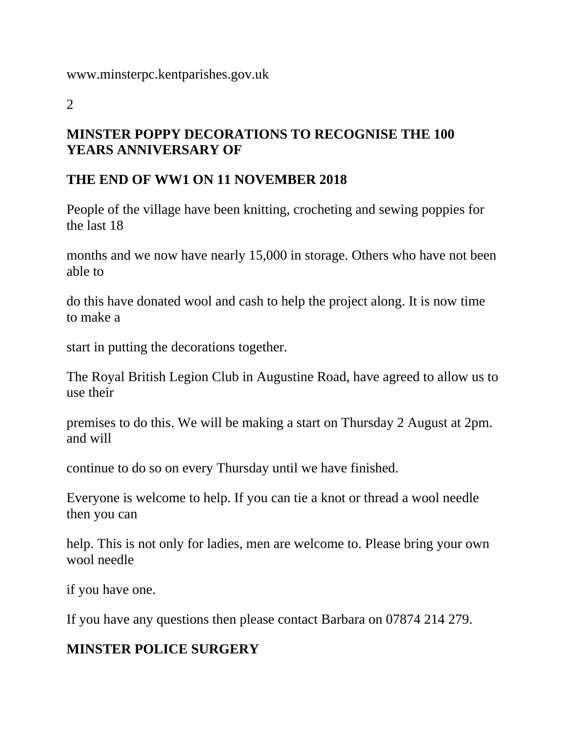## MINSTER POPPY DECORATIONS TO RECOGNISE THE 100 YEARS ANNIVERSARY OF THE END OF WW1 ON 11 NOVEMBER 2018

People of the village have been knitting, crocheting and sewing poppies for the last 18 months and we now have nearly 15,000 in storage. Others who have not been able to do this have donated wool and cash to help the project along. It is now time to make a start in putting the decorations together.

The Royal British Legion Club in Augustine Road, have agreed to allow us to use their premises to do this. We will be making a start on Thursday 2 August at 2pm. and will continue to do so on every Thursday until we have finished.

Everyone is welcome to help. If you can tie a knot or thread a wool needle then you can help. This is not only for ladies, men are welcome to. Please bring your own wool needle if you have one.

If you have any questions then please contact Barbara on 07874 214 279.

## MINSTER POLICE SURGERY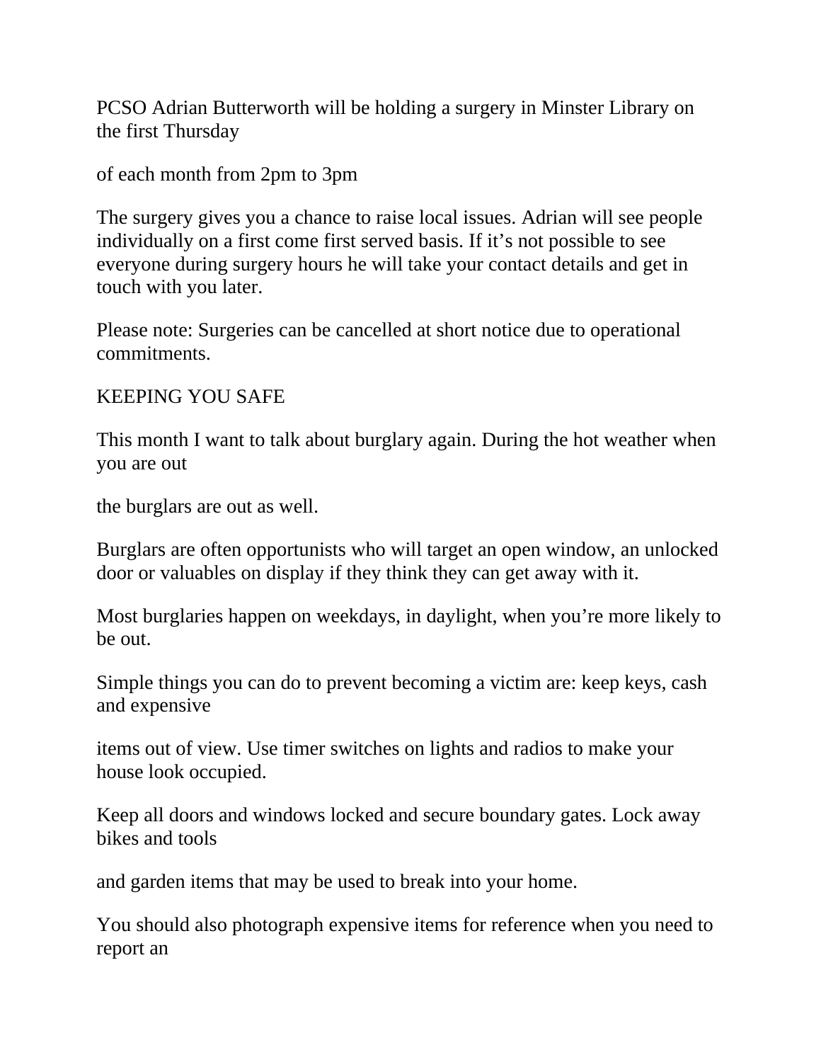PCSO Adrian Butterworth will be holding a surgery in Minster Library on the first Thursday

of each month from 2pm to 3pm

The surgery gives you a chance to raise local issues. Adrian will see people individually on a first come first served basis. If it's not possible to see everyone during surgery hours he will take your contact details and get in touch with you later.

Please note: Surgeries can be cancelled at short notice due to operational commitments.

KEEPING YOU SAFE

This month I want to talk about burglary again. During the hot weather when you are out

the burglars are out as well.

Burglars are often opportunists who will target an open window, an unlocked door or valuables on display if they think they can get away with it.

Most burglaries happen on weekdays, in daylight, when you're more likely to be out.

Simple things you can do to prevent becoming a victim are: keep keys, cash and expensive

items out of view. Use timer switches on lights and radios to make your house look occupied.

Keep all doors and windows locked and secure boundary gates. Lock away bikes and tools

and garden items that may be used to break into your home.

You should also photograph expensive items for reference when you need to report an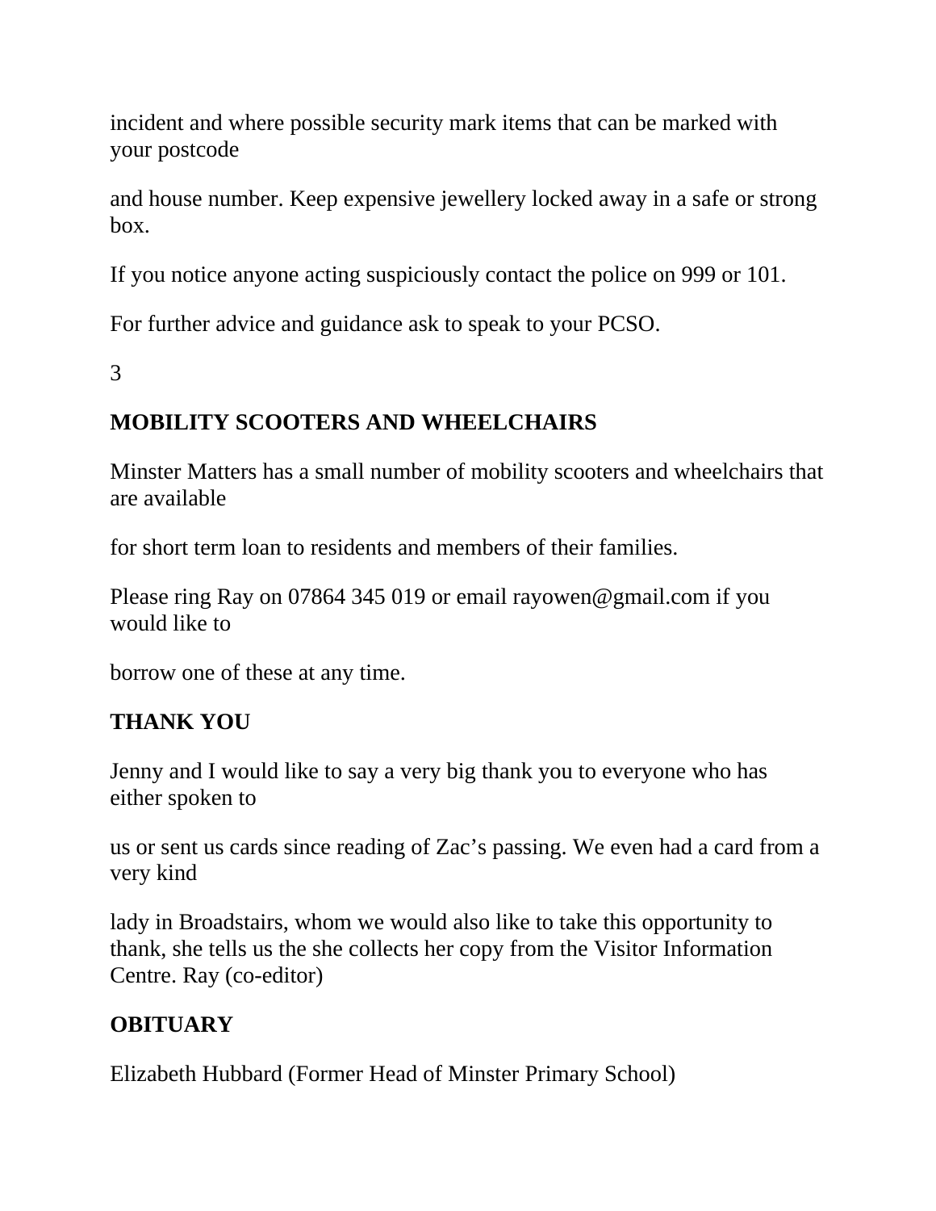incident and where possible security mark items that can be marked with your postcode

and house number. Keep expensive jewellery locked away in a safe or strong box.

If you notice anyone acting suspiciously contact the police on 999 or 101.

For further advice and guidance ask to speak to your PCSO.

## MOBILITY SCOOTERS AND WHEELCHAIRS

Minster Matters has a small number of mobility scooters and wheelchairs that are available

for short term loan to residents and members of their families.

Please ring Ray on 07864 345 019 or email rayowen@gmail.com if you would like to

borrow one of these at any time.

## THANK YOU

Jenny and I would like to say a very big thank you to everyone who has either spoken to

us or sent us cards since reading of Zac's passing. We even had a card from a very kind

lady in Broadstairs, whom we would also like to take this opportunity to thank, she tells us the she collects her copy from the Visitor Information Centre. Ray (co-editor)

## OBITUARY

Elizabeth Hubbard (Former Head of Minster Primary School)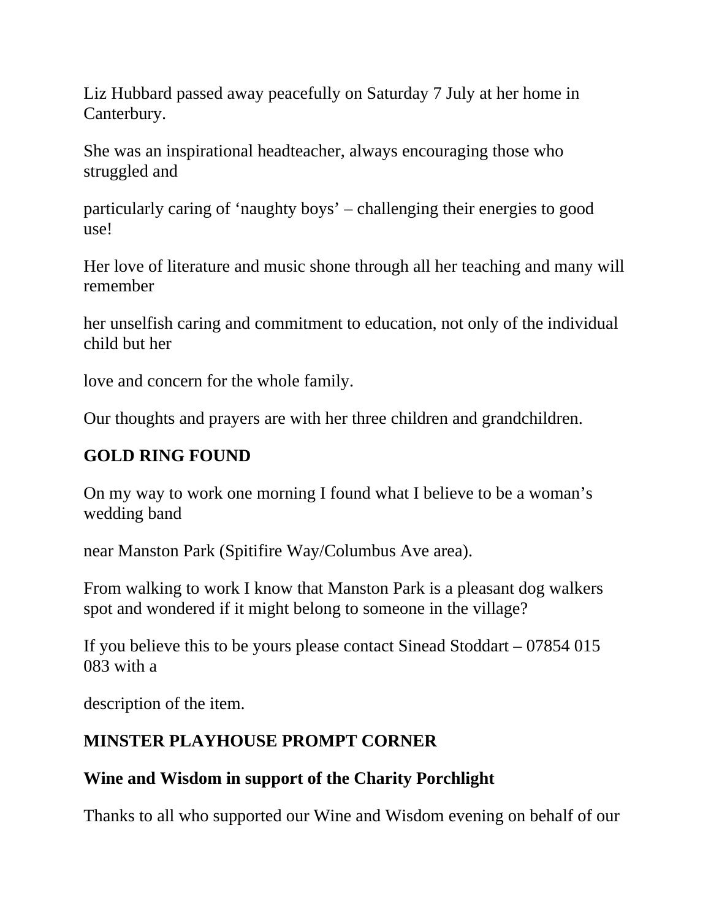Liz Hubbard passed away peacefully on Saturday 7 July at her home in Canterbury.

She was an inspirational headteacher, always encouraging those who struggled and

particularly caring of ‘naughty boys’ – challenging their energies to good use!

Her love of literature and music shone through all her teaching and many will remember

her unselfish caring and commitment to education, not only of the individual child but her

love and concern for the whole family.

Our thoughts and prayers are with her three children and grandchildren.

**GOLD RING FOUND**

On my way to work one morning I found what I believe to be a woman’s wedding band

near Manston Park (Spitifire Way/Columbus Ave area).

From walking to work I know that Manston Park is a pleasant dog walkers spot and wondered if it might belong to someone in the village?

If you believe this to be yours please contact Sinead Stoddart – 07854 015 083 with a

description of the item.

**MINSTER PLAYHOUSE PROMPT CORNER**

**Wine and Wisdom in support of the Charity Porchlight**

Thanks to all who supported our Wine and Wisdom evening on behalf of our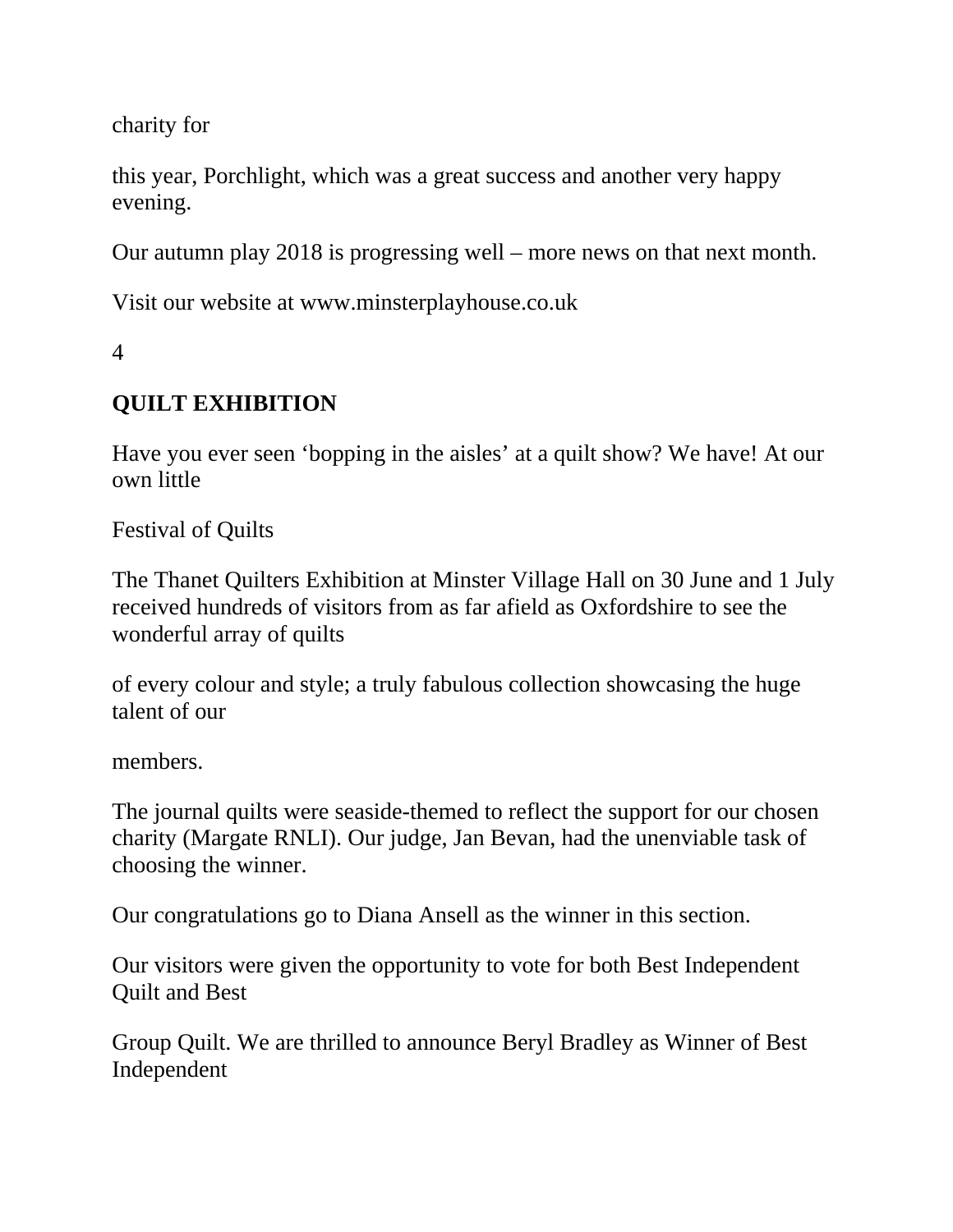charity for

this year, Porchlight, which was a great success and another very happy evening.

Our autumn play 2018 is progressing well – more news on that next month.

Visit our website at www.minsterplayhouse.co.uk

## QUILT EXHIBITION

Have you ever seen 'bopping in the aisles' at a quilt show? We have! At our own little

Festival of Quilts

The Thanet Quilters Exhibition at Minster Village Hall on 30 June and 1 July received hundreds of visitors from as far afield as Oxfordshire to see the wonderful array of quilts

of every colour and style; a truly fabulous collection showcasing the huge talent of our

members.

The journal quilts were seaside-themed to reflect the support for our chosen charity (Margate RNLI). Our judge, Jan Bevan, had the unenviable task of choosing the winner.

Our congratulations go to Diana Ansell as the winner in this section.

Our visitors were given the opportunity to vote for both Best Independent Quilt and Best

Group Quilt. We are thrilled to announce Beryl Bradley as Winner of Best Independent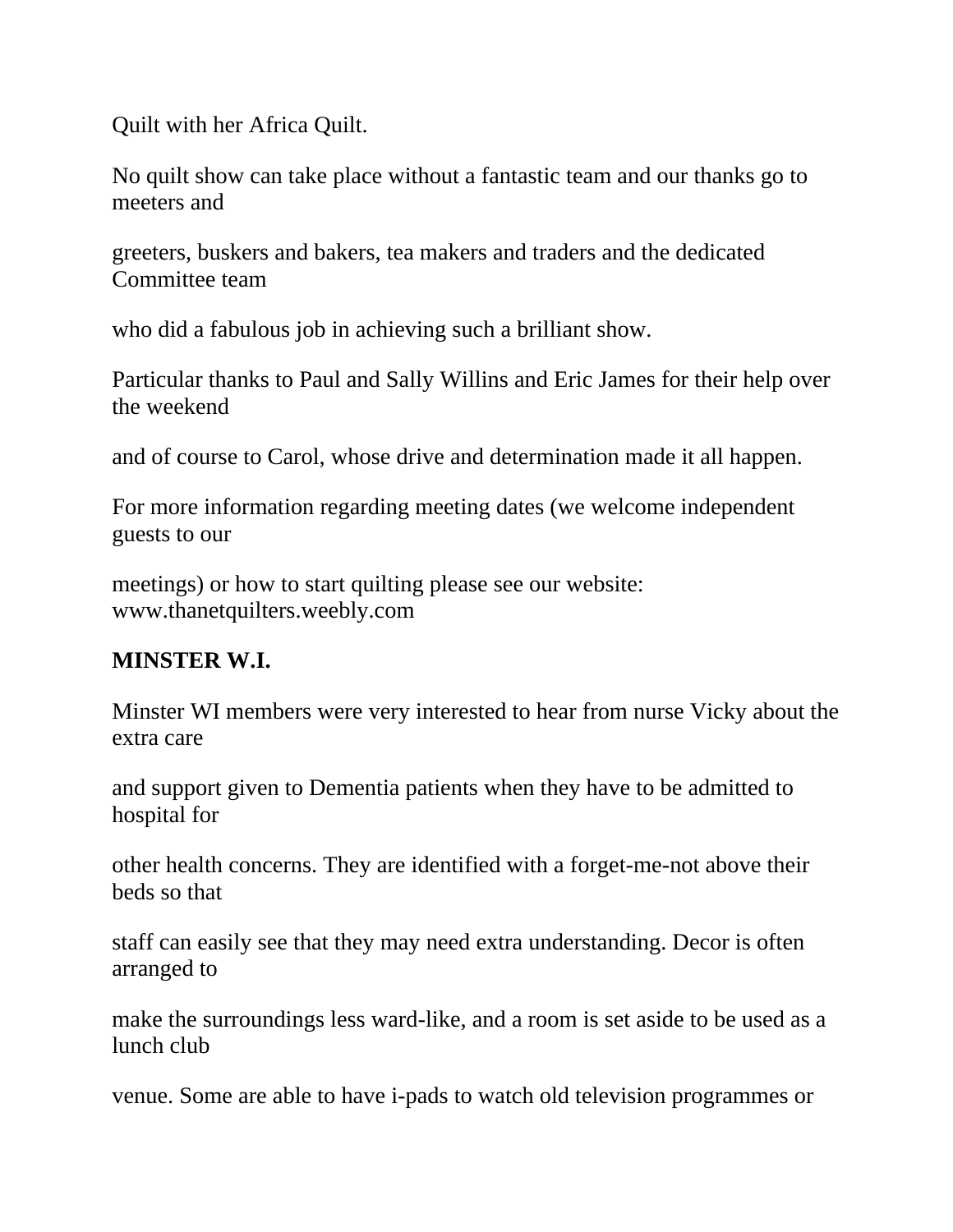Quilt with her Africa Quilt.

No quilt show can take place without a fantastic team and our thanks go to meeters and greeters, buskers and bakers, tea makers and traders and the dedicated Committee team who did a fabulous job in achieving such a brilliant show.

Particular thanks to Paul and Sally Willins and Eric James for their help over the weekend and of course to Carol, whose drive and determination made it all happen.

For more information regarding meeting dates (we welcome independent guests to our meetings) or how to start quilting please see our website: www.thanetquilters.weebly.com

**MINSTER W.I.**

Minster WI members were very interested to hear from nurse Vicky about the extra care and support given to Dementia patients when they have to be admitted to hospital for other health concerns. They are identified with a forget-me-not above their beds so that staff can easily see that they may need extra understanding. Decor is often arranged to make the surroundings less ward-like, and a room is set aside to be used as a lunch club venue. Some are able to have i-pads to watch old television programmes or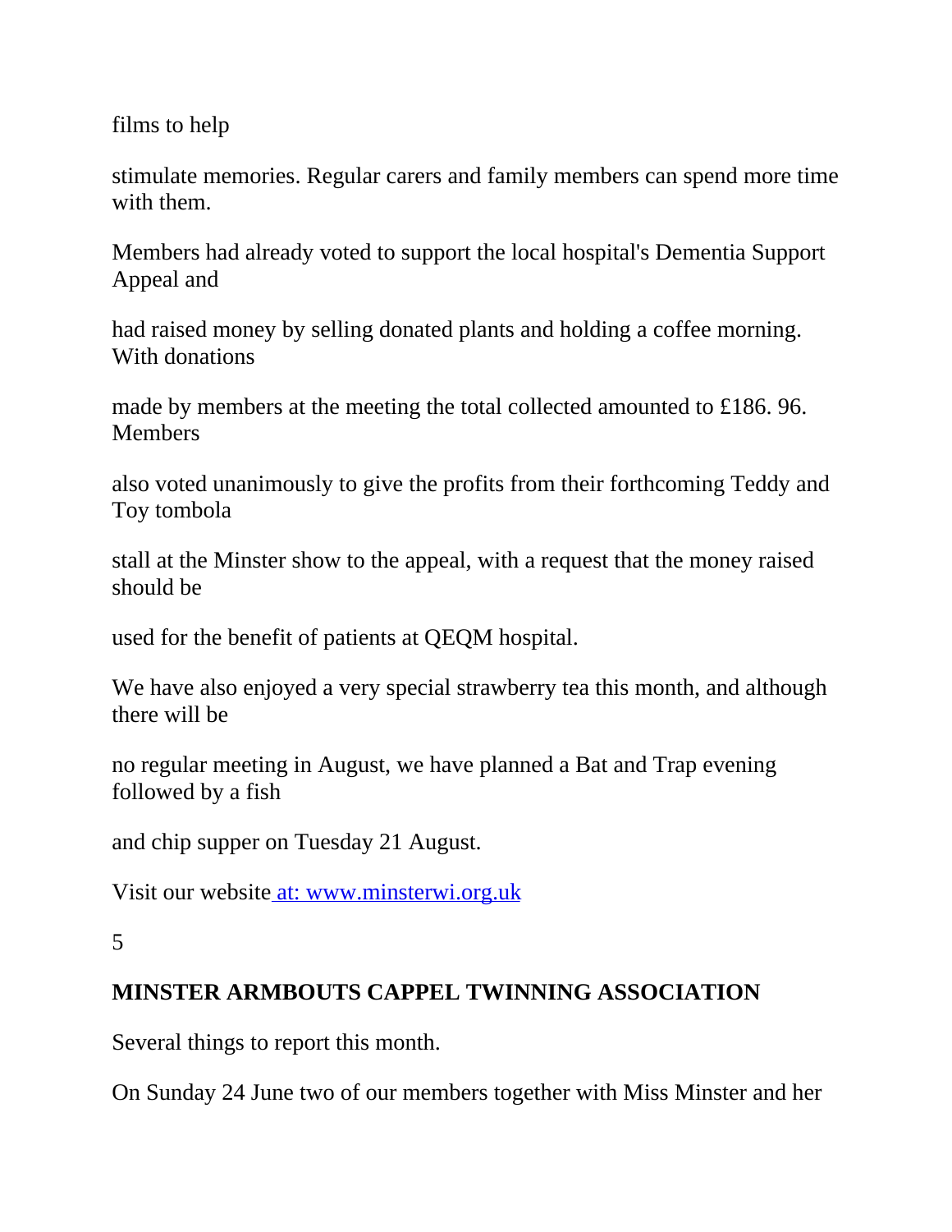films to help

stimulate memories. Regular carers and family members can spend more time with them.

Members had already voted to support the local hospital's Dementia Support Appeal and

had raised money by selling donated plants and holding a coffee morning. With donations

made by members at the meeting the total collected amounted to £186. 96. Members

also voted unanimously to give the profits from their forthcoming Teddy and Toy tombola

stall at the Minster show to the appeal, with a request that the money raised should be

used for the benefit of patients at QEQM hospital.

We have also enjoyed a very special strawberry tea this month, and although there will be

no regular meeting in August, we have planned a Bat and Trap evening followed by a fish

and chip supper on Tuesday 21 August.

Visit our website at: www.minsterwi.org.uk

## MINSTER ARMBOUTS CAPPEL TWINNING ASSOCIATION

Several things to report this month.

On Sunday 24 June two of our members together with Miss Minster and her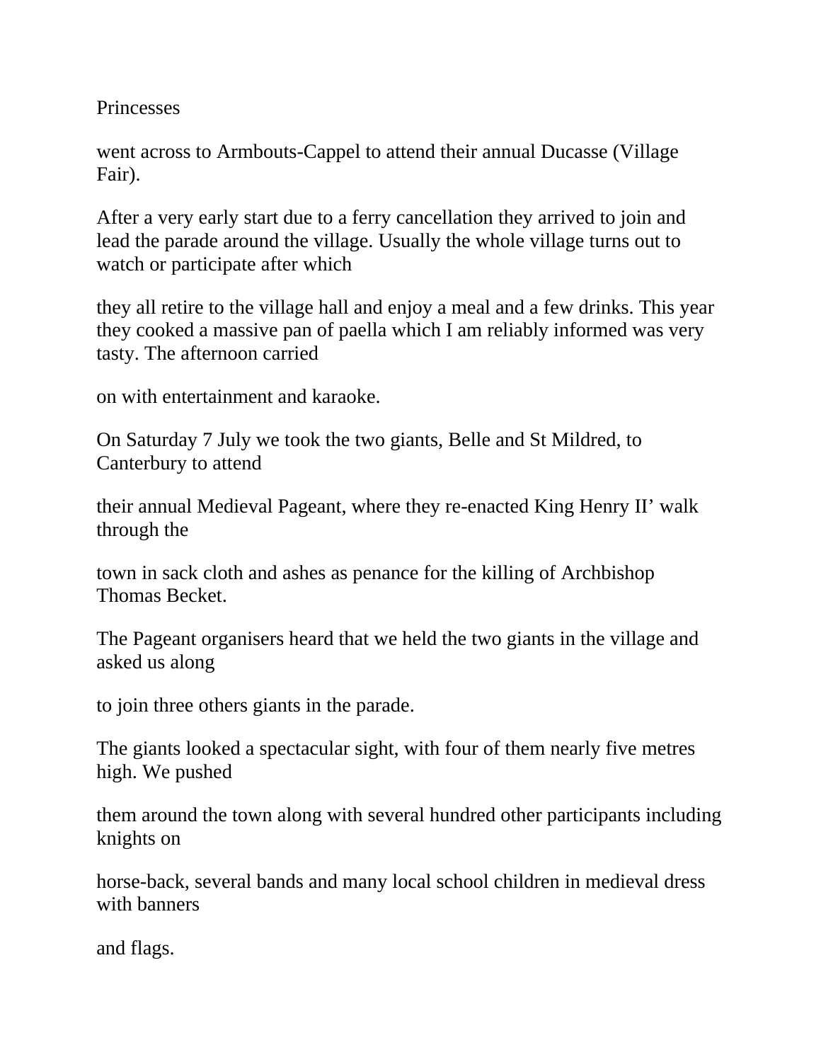Princesses

went across to Armbouts-Cappel to attend their annual Ducasse (Village Fair).

After a very early start due to a ferry cancellation they arrived to join and lead the parade around the village. Usually the whole village turns out to watch or participate after which

they all retire to the village hall and enjoy a meal and a few drinks. This year they cooked a massive pan of paella which I am reliably informed was very tasty. The afternoon carried

on with entertainment and karaoke.

On Saturday 7 July we took the two giants, Belle and St Mildred, to Canterbury to attend

their annual Medieval Pageant, where they re-enacted King Henry II' walk through the

town in sack cloth and ashes as penance for the killing of Archbishop Thomas Becket.

The Pageant organisers heard that we held the two giants in the village and asked us along

to join three others giants in the parade.

The giants looked a spectacular sight, with four of them nearly five metres high. We pushed

them around the town along with several hundred other participants including knights on

horse-back, several bands and many local school children in medieval dress with banners

and flags.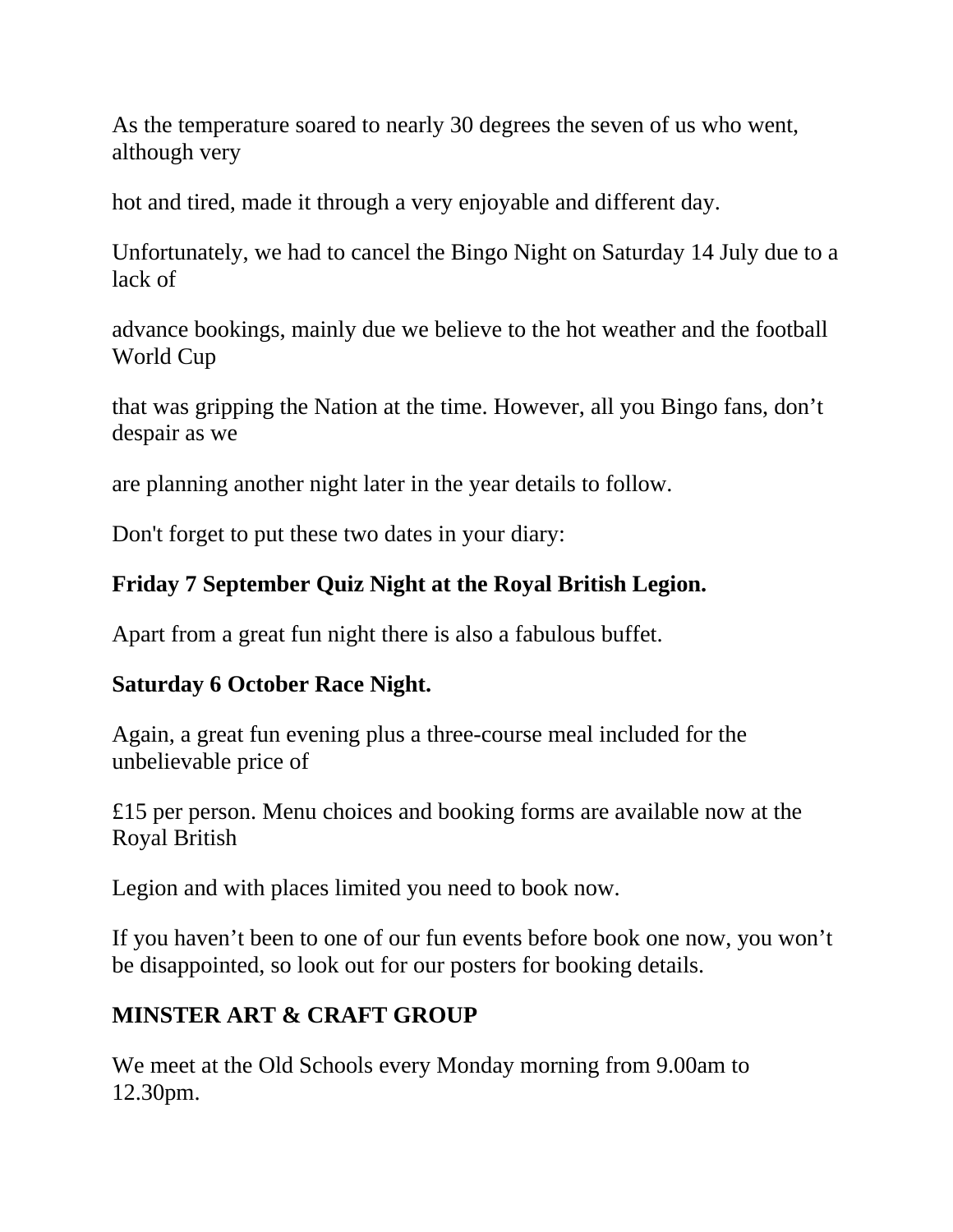As the temperature soared to nearly 30 degrees the seven of us who went, although very hot and tired, made it through a very enjoyable and different day.

Unfortunately, we had to cancel the Bingo Night on Saturday 14 July due to a lack of advance bookings, mainly due we believe to the hot weather and the football World Cup that was gripping the Nation at the time. However, all you Bingo fans, don't despair as we are planning another night later in the year details to follow.

Don't forget to put these two dates in your diary:

**Friday 7 September Quiz Night at the Royal British Legion.**

Apart from a great fun night there is also a fabulous buffet.

**Saturday 6 October Race Night.**

Again, a great fun evening plus a three-course meal included for the unbelievable price of £15 per person. Menu choices and booking forms are available now at the Royal British Legion and with places limited you need to book now.

If you haven't been to one of our fun events before book one now, you won't be disappointed, so look out for our posters for booking details.

## MINSTER ART & CRAFT GROUP

We meet at the Old Schools every Monday morning from 9.00am to 12.30pm.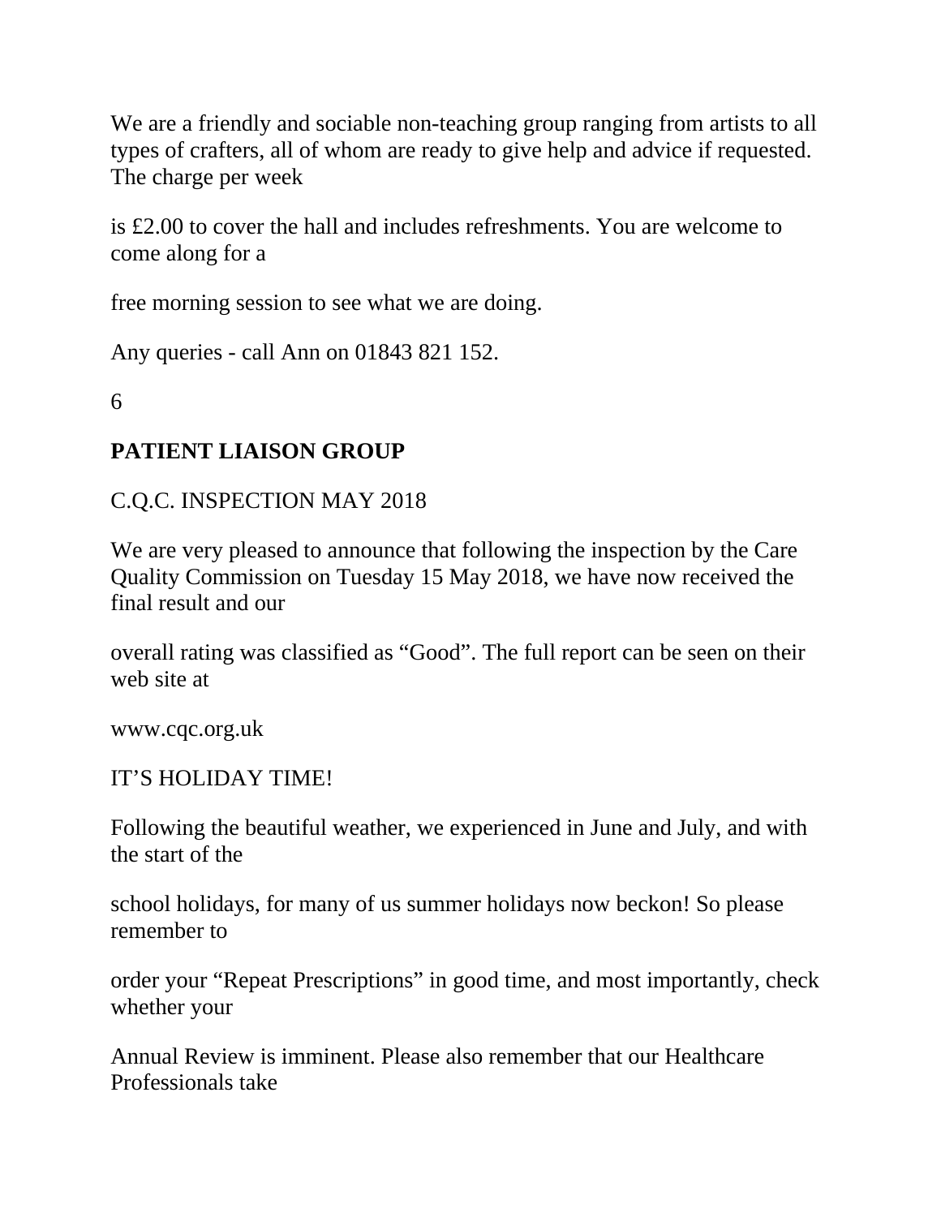We are a friendly and sociable non-teaching group ranging from artists to all types of crafters, all of whom are ready to give help and advice if requested. The charge per week

is £2.00 to cover the hall and includes refreshments. You are welcome to come along for a

free morning session to see what we are doing.

Any queries - call Ann on 01843 821 152.

## PATIENT LIAISON GROUP

C.Q.C. INSPECTION MAY 2018

We are very pleased to announce that following the inspection by the Care Quality Commission on Tuesday 15 May 2018, we have now received the final result and our

overall rating was classified as “Good”. The full report can be seen on their web site at

www.cqc.org.uk

IT’S HOLIDAY TIME!

Following the beautiful weather, we experienced in June and July, and with the start of the

school holidays, for many of us summer holidays now beckon! So please remember to

order your “Repeat Prescriptions” in good time, and most importantly, check whether your

Annual Review is imminent. Please also remember that our Healthcare Professionals take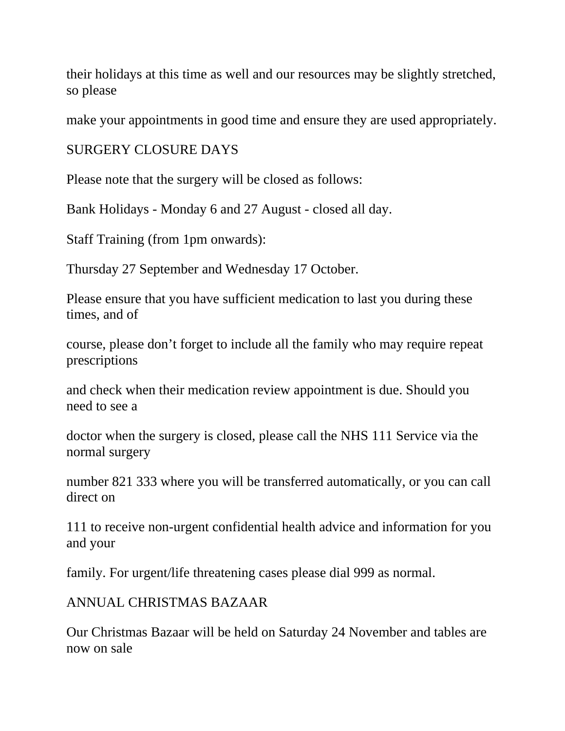their holidays at this time as well and our resources may be slightly stretched, so please

make your appointments in good time and ensure they are used appropriately.

## SURGERY CLOSURE DAYS

Please note that the surgery will be closed as follows:

Bank Holidays - Monday 6 and 27 August - closed all day.

Staff Training (from 1pm onwards):

Thursday 27 September and Wednesday 17 October.

Please ensure that you have sufficient medication to last you during these times, and of

course, please don't forget to include all the family who may require repeat prescriptions

and check when their medication review appointment is due. Should you need to see a

doctor when the surgery is closed, please call the NHS 111 Service via the normal surgery

number 821 333 where you will be transferred automatically, or you can call direct on

111 to receive non-urgent confidential health advice and information for you and your

family. For urgent/life threatening cases please dial 999 as normal.

## ANNUAL CHRISTMAS BAZAAR

Our Christmas Bazaar will be held on Saturday 24 November and tables are now on sale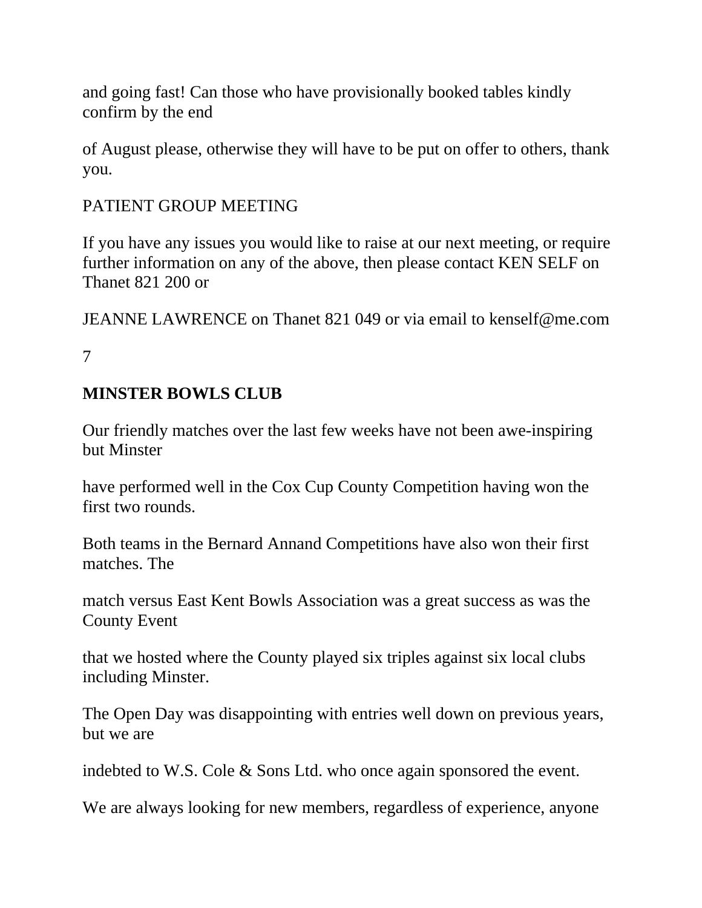and going fast! Can those who have provisionally booked tables kindly confirm by the end

of August please, otherwise they will have to be put on offer to others, thank you.

PATIENT GROUP MEETING

If you have any issues you would like to raise at our next meeting, or require further information on any of the above, then please contact KEN SELF on Thanet 821 200 or

JEANNE LAWRENCE on Thanet 821 049 or via email to kenself@me.com

**MINSTER BOWLS CLUB**

Our friendly matches over the last few weeks have not been awe-inspiring but Minster

have performed well in the Cox Cup County Competition having won the first two rounds.

Both teams in the Bernard Annand Competitions have also won their first matches. The

match versus East Kent Bowls Association was a great success as was the County Event

that we hosted where the County played six triples against six local clubs including Minster.

The Open Day was disappointing with entries well down on previous years, but we are

indebted to W.S. Cole & Sons Ltd. who once again sponsored the event.

We are always looking for new members, regardless of experience, anyone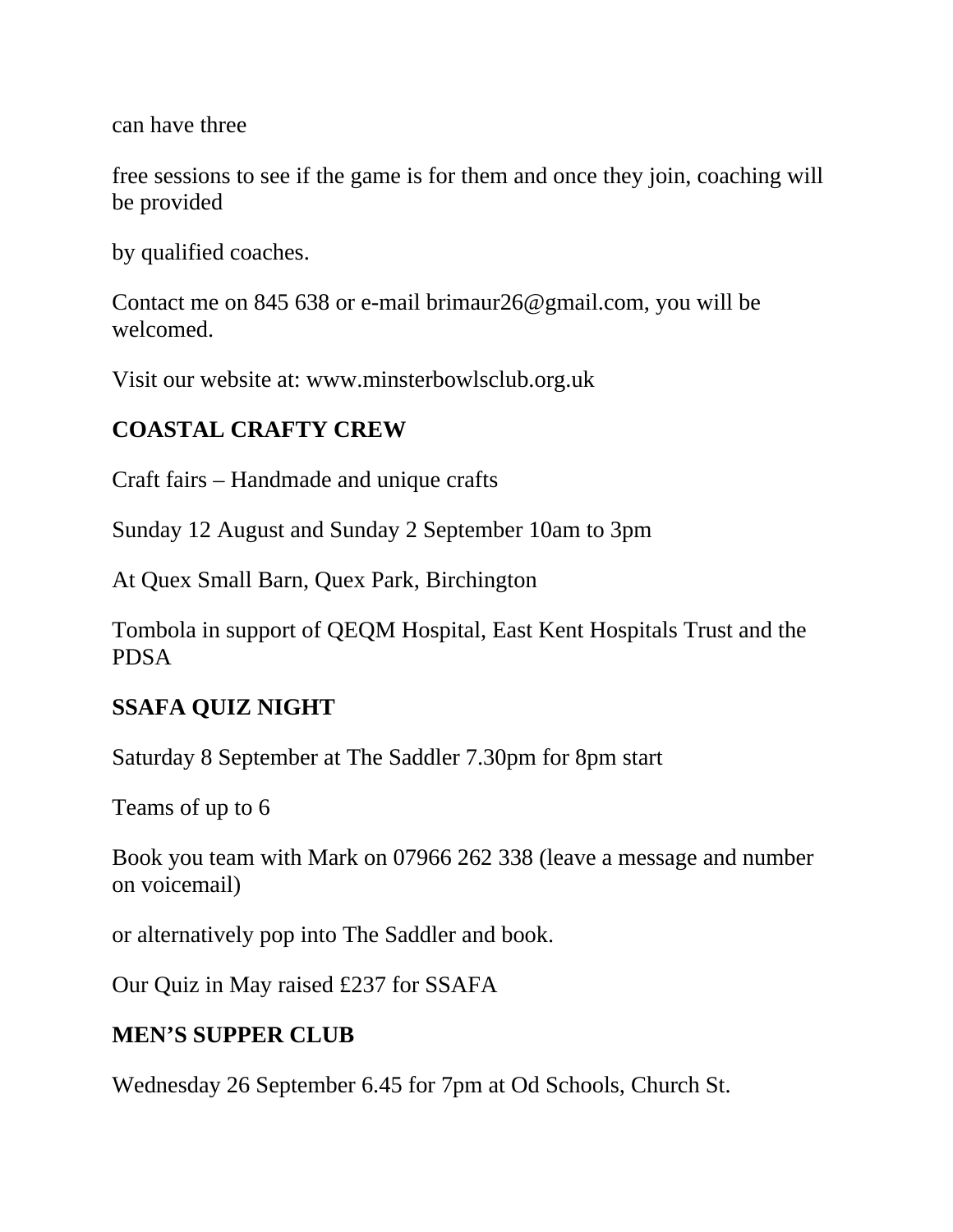can have three

free sessions to see if the game is for them and once they join, coaching will be provided

by qualified coaches.

Contact me on 845 638 or e-mail brimaur26@gmail.com, you will be welcomed.

Visit our website at: www.minsterbowlsclub.org.uk

**COASTAL CRAFTY CREW**

Craft fairs – Handmade and unique crafts

Sunday 12 August and Sunday 2 September 10am to 3pm

At Quex Small Barn, Quex Park, Birchington

Tombola in support of QEQM Hospital, East Kent Hospitals Trust and the PDSA

**SSAFA QUIZ NIGHT**

Saturday 8 September at The Saddler 7.30pm for 8pm start

Teams of up to 6

Book you team with Mark on 07966 262 338 (leave a message and number on voicemail)

or alternatively pop into The Saddler and book.

Our Quiz in May raised £237 for SSAFA

**MEN'S SUPPER CLUB**

Wednesday 26 September 6.45 for 7pm at Od Schools, Church St.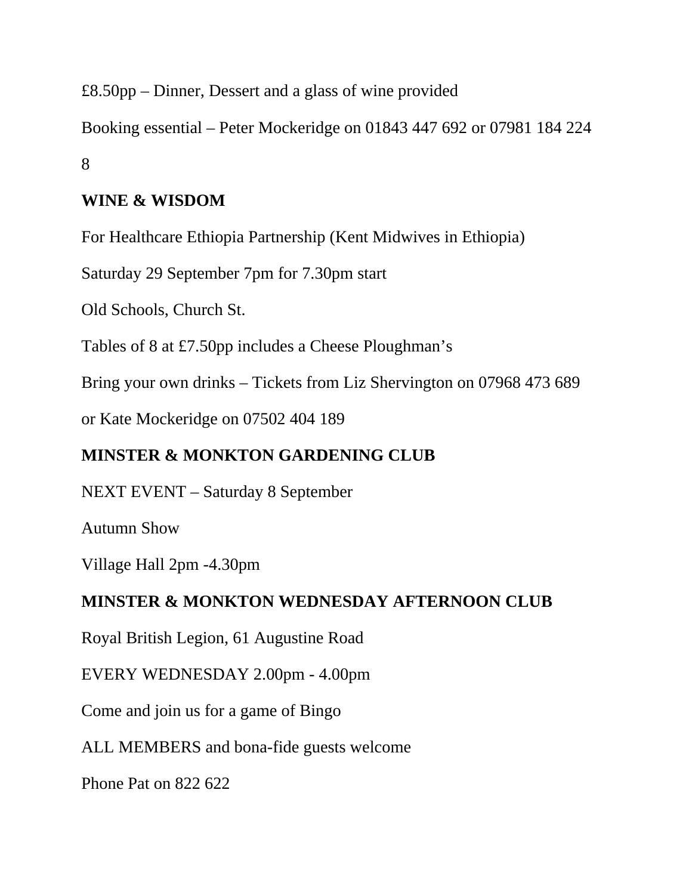£8.50pp – Dinner, Dessert and a glass of wine provided

Booking essential – Peter Mockeridge on 01843 447 692 or 07981 184 224

**WINE & WISDOM**

For Healthcare Ethiopia Partnership (Kent Midwives in Ethiopia)

Saturday 29 September 7pm for 7.30pm start

Old Schools, Church St.

Tables of 8 at £7.50pp includes a Cheese Ploughman's

Bring your own drinks – Tickets from Liz Shervington on 07968 473 689

or Kate Mockeridge on 07502 404 189

**MINSTER & MONKTON GARDENING CLUB**

NEXT EVENT – Saturday 8 September

Autumn Show

Village Hall 2pm -4.30pm

**MINSTER & MONKTON WEDNESDAY AFTERNOON CLUB**

Royal British Legion, 61 Augustine Road

EVERY WEDNESDAY 2.00pm - 4.00pm

Come and join us for a game of Bingo

ALL MEMBERS and bona-fide guests welcome

Phone Pat on 822 622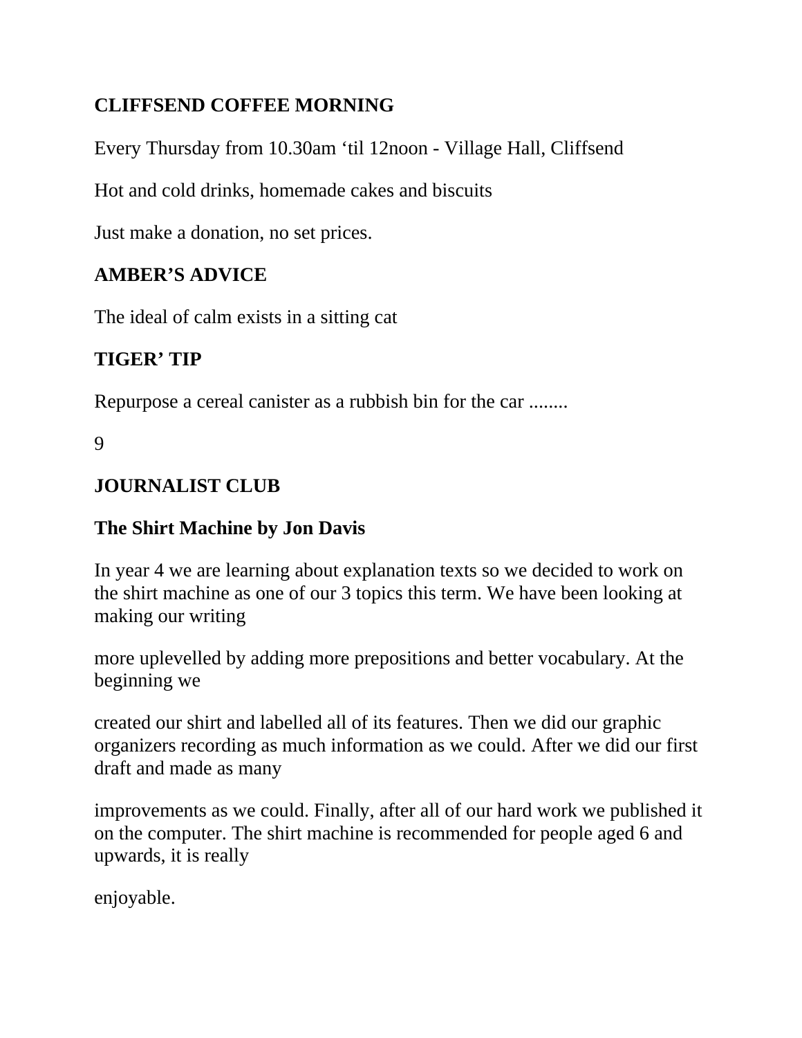**CLIFFSEND COFFEE MORNING**

Every Thursday from 10.30am ‘til 12noon - Village Hall, Cliffsend

Hot and cold drinks, homemade cakes and biscuits

Just make a donation, no set prices.

**AMBER’S ADVICE**

The ideal of calm exists in a sitting cat

**TIGER’ TIP**

Repurpose a cereal canister as a rubbish bin for the car ........

**JOURNALIST CLUB**

**The Shirt Machine by Jon Davis**

In year 4 we are learning about explanation texts so we decided to work on the shirt machine as one of our 3 topics this term. We have been looking at making our writing more uplevelled by adding more prepositions and better vocabulary. At the beginning we created our shirt and labelled all of its features. Then we did our graphic organizers recording as much information as we could. After we did our first draft and made as many improvements as we could. Finally, after all of our hard work we published it on the computer. The shirt machine is recommended for people aged 6 and upwards, it is really enjoyable.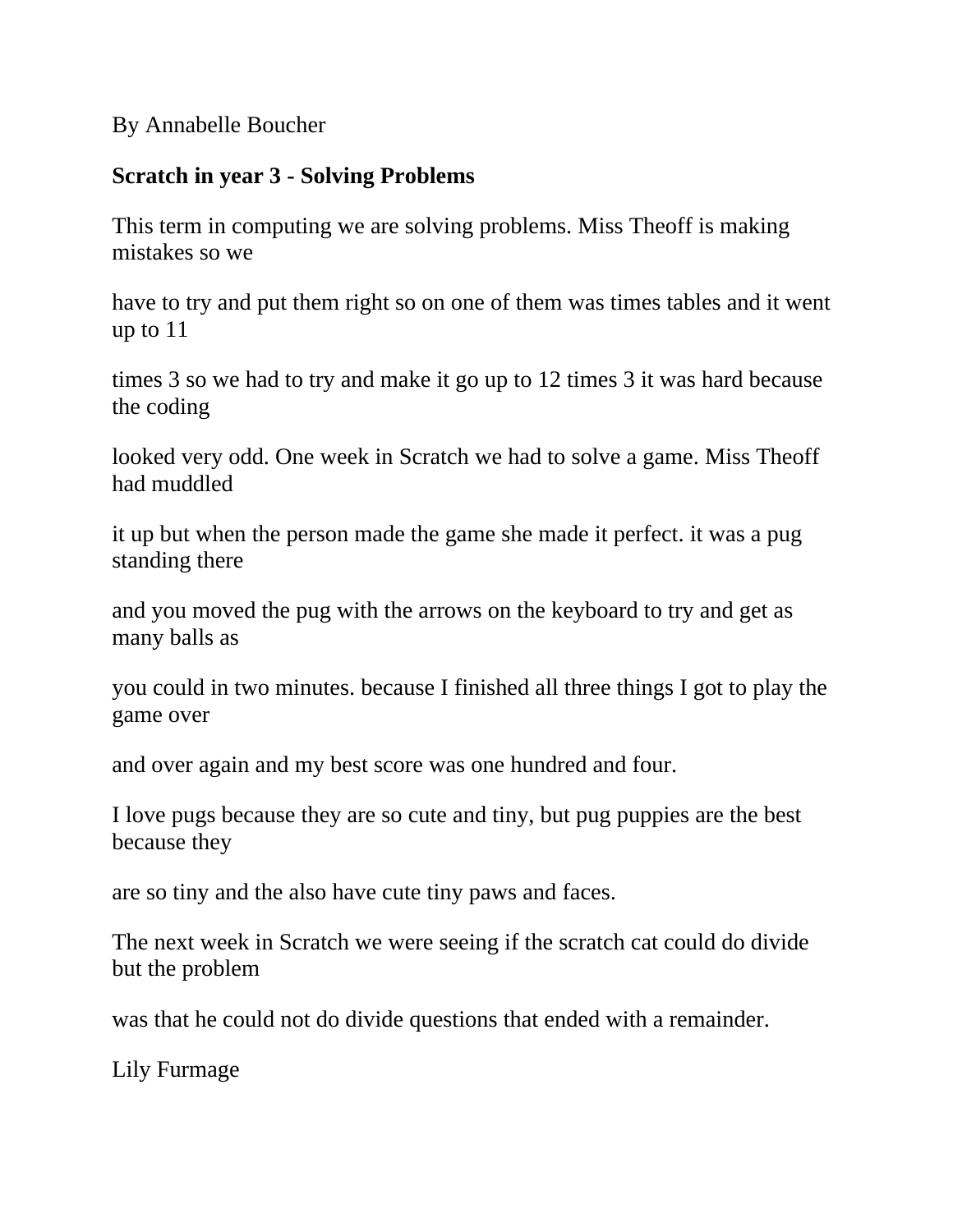By Annabelle Boucher

**Scratch in year 3 - Solving Problems**

This term in computing we are solving problems. Miss Theoff is making mistakes so we

have to try and put them right so on one of them was times tables and it went up to 11

times 3 so we had to try and make it go up to 12 times 3 it was hard because the coding

looked very odd. One week in Scratch we had to solve a game. Miss Theoff had muddled

it up but when the person made the game she made it perfect. it was a pug standing there

and you moved the pug with the arrows on the keyboard to try and get as many balls as

you could in two minutes. because I finished all three things I got to play the game over

and over again and my best score was one hundred and four.

I love pugs because they are so cute and tiny, but pug puppies are the best because they

are so tiny and the also have cute tiny paws and faces.

The next week in Scratch we were seeing if the scratch cat could do divide but the problem

was that he could not do divide questions that ended with a remainder.

Lily Furmage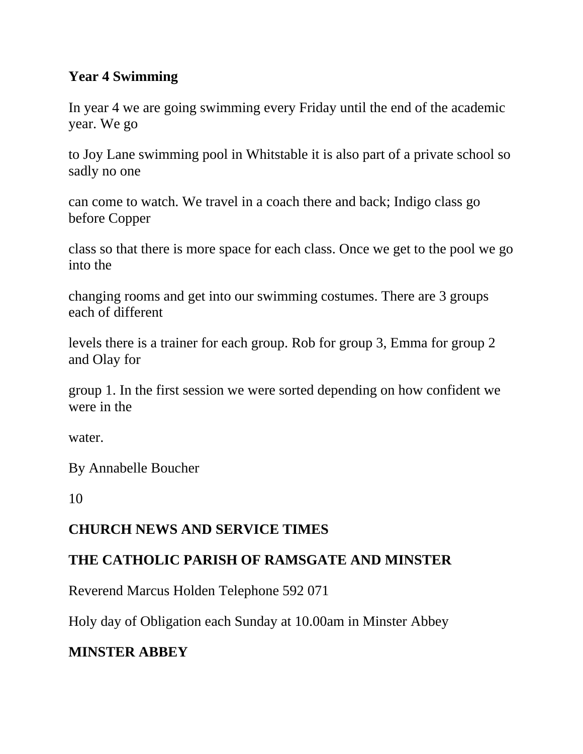**Year 4 Swimming**

In year 4 we are going swimming every Friday until the end of the academic year. We go

to Joy Lane swimming pool in Whitstable it is also part of a private school so sadly no one

can come to watch. We travel in a coach there and back; Indigo class go before Copper

class so that there is more space for each class. Once we get to the pool we go into the

changing rooms and get into our swimming costumes. There are 3 groups each of different

levels there is a trainer for each group. Rob for group 3, Emma for group 2 and Olay for

group 1. In the first session we were sorted depending on how confident we were in the

water.

By Annabelle Boucher

10

**CHURCH NEWS AND SERVICE TIMES**

**THE CATHOLIC PARISH OF RAMSGATE AND MINSTER**

Reverend Marcus Holden Telephone 592 071

Holy day of Obligation each Sunday at 10.00am in Minster Abbey

**MINSTER ABBEY**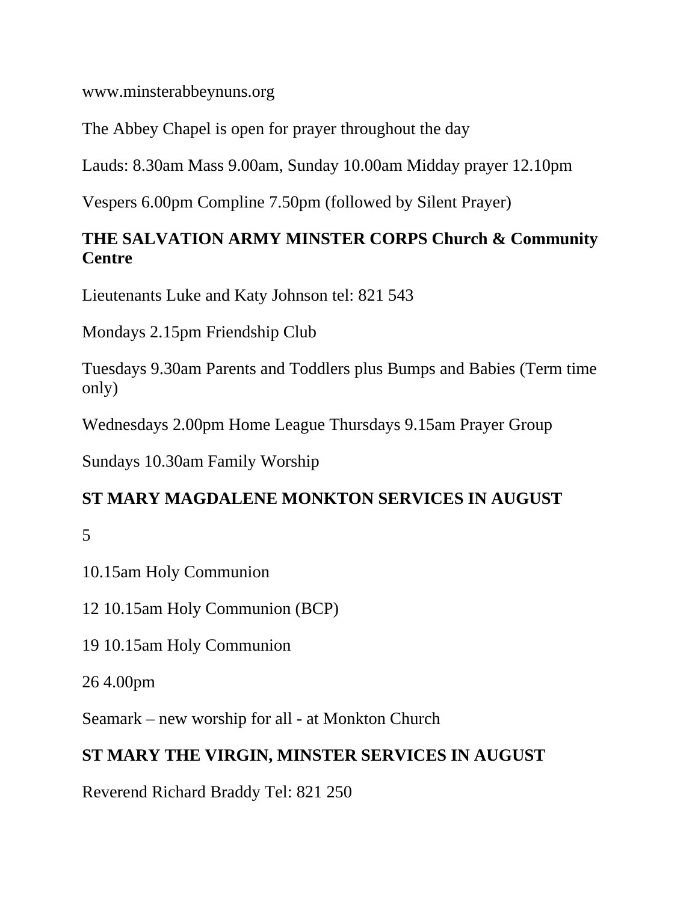www.minsterabbeynuns.org

The Abbey Chapel is open for prayer throughout the day

Lauds: 8.30am Mass 9.00am, Sunday 10.00am Midday prayer 12.10pm

Vespers 6.00pm Compline 7.50pm (followed by Silent Prayer)

**THE SALVATION ARMY MINSTER CORPS Church & Community Centre**

Lieutenants Luke and Katy Johnson tel: 821 543

Mondays 2.15pm Friendship Club

Tuesdays 9.30am Parents and Toddlers plus Bumps and Babies (Term time only)

Wednesdays 2.00pm Home League Thursdays 9.15am Prayer Group

Sundays 10.30am Family Worship

**ST MARY MAGDALENE MONKTON SERVICES IN AUGUST**

5

10.15am Holy Communion

12 10.15am Holy Communion (BCP)

19 10.15am Holy Communion

26 4.00pm

Seamark – new worship for all - at Monkton Church

**ST MARY THE VIRGIN, MINSTER SERVICES IN AUGUST**

Reverend Richard Braddy Tel: 821 250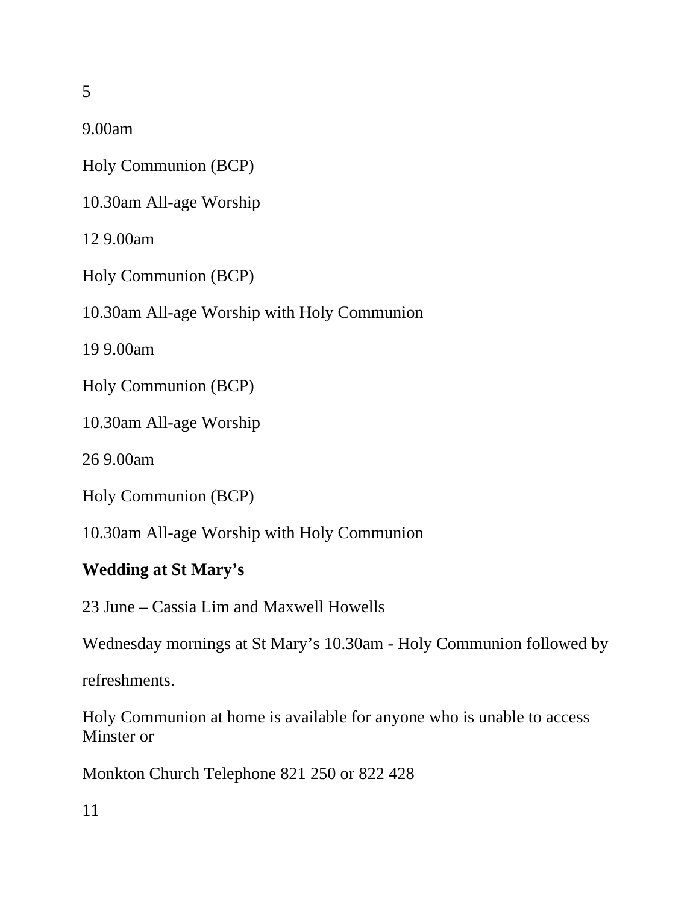5

9.00am

Holy Communion (BCP)

10.30am All-age Worship

12 9.00am

Holy Communion (BCP)

10.30am All-age Worship with Holy Communion

19 9.00am

Holy Communion (BCP)

10.30am All-age Worship

26 9.00am

Holy Communion (BCP)

10.30am All-age Worship with Holy Communion

**Wedding at St Mary's**

23 June – Cassia Lim and Maxwell Howells

Wednesday mornings at St Mary's 10.30am - Holy Communion followed by refreshments.

Holy Communion at home is available for anyone who is unable to access Minster or Monkton Church Telephone 821 250 or 822 428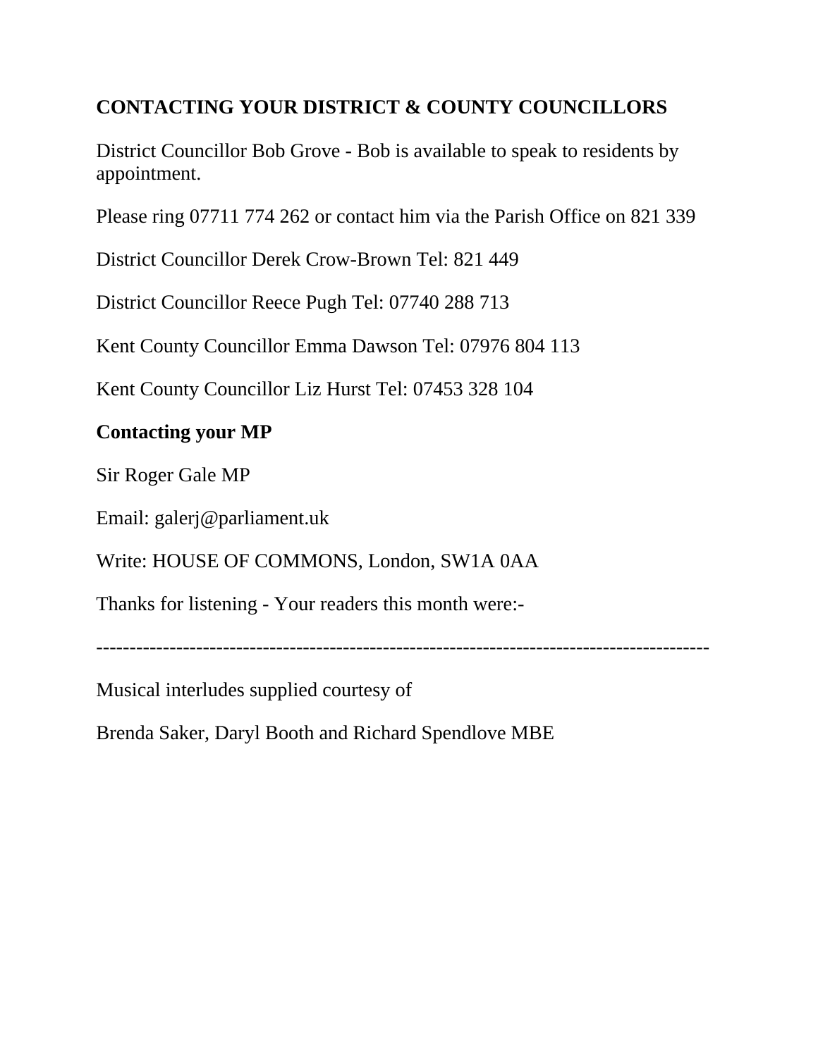## CONTACTING YOUR DISTRICT & COUNTY COUNCILLORS

District Councillor Bob Grove - Bob is available to speak to residents by appointment.

Please ring 07711 774 262 or contact him via the Parish Office on 821 339

District Councillor Derek Crow-Brown Tel: 821 449

District Councillor Reece Pugh Tel: 07740 288 713

Kent County Councillor Emma Dawson Tel: 07976 804 113

Kent County Councillor Liz Hurst Tel: 07453 328 104

## Contacting your MP

Sir Roger Gale MP

Email: galerj@parliament.uk

Write: HOUSE OF COMMONS, London, SW1A 0AA

Thanks for listening - Your readers this month were:-

---

Musical interludes supplied courtesy of

Brenda Saker, Daryl Booth and Richard Spendlove MBE